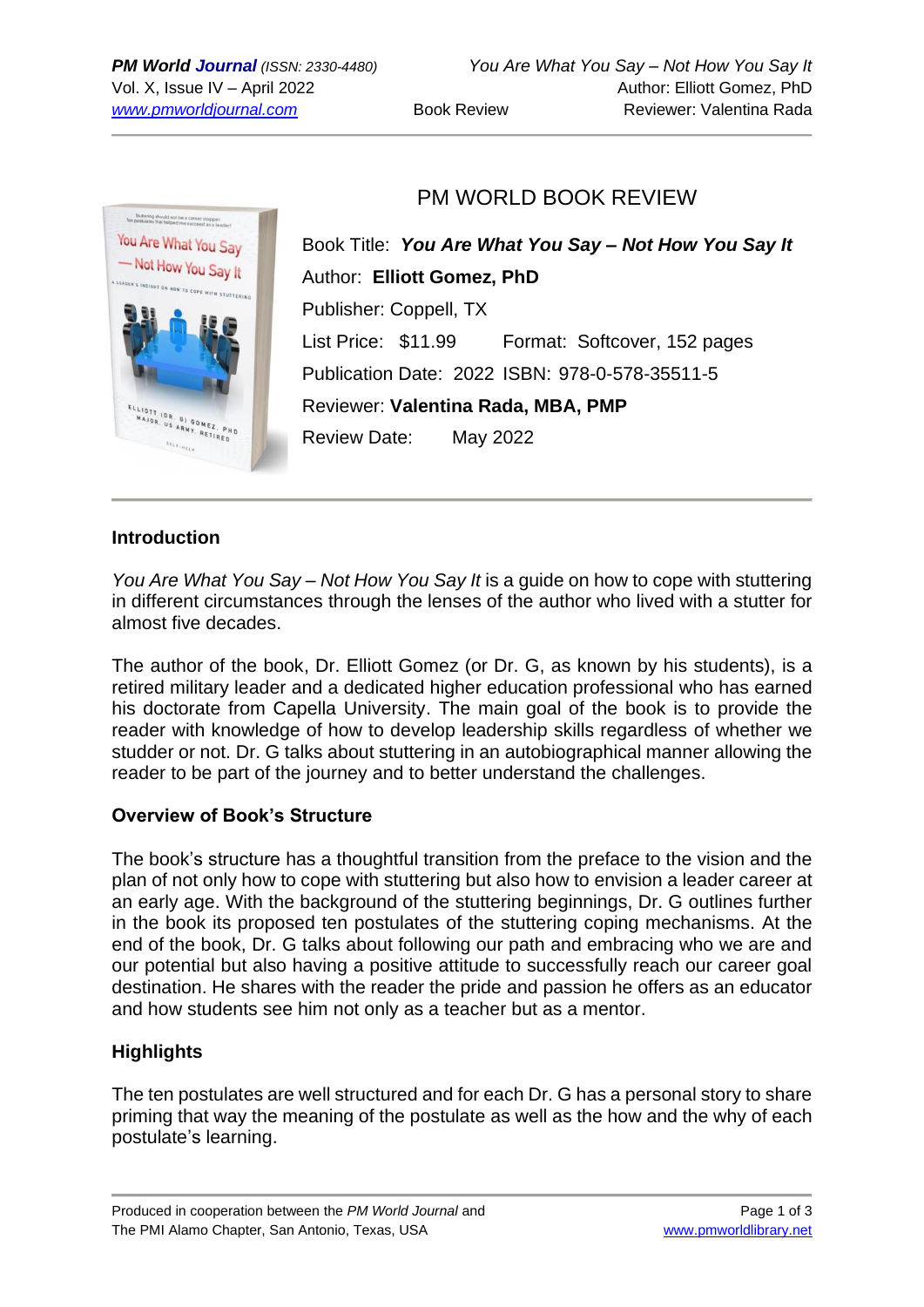# PM WORLD BOOK REVIEW

Book Title: ***You Are What You Say – Not How You Say It***
Author: **Elliott Gomez, PhD**
Publisher: Coppell, TX
List Price: $11.99 Format: Softcover, 152 pages
Publication Date: 2022 ISBN: 978-0-578-35511-5
Reviewer: **Valentina Rada, MBA, PMP**
Review Date: May 2022

## Introduction

*You Are What You Say – Not How You Say It* is a guide on how to cope with stuttering in different circumstances through the lenses of the author who lived with a stutter for almost five decades.

The author of the book, Dr. Elliott Gomez (or Dr. G, as known by his students), is a retired military leader and a dedicated higher education professional who has earned his doctorate from Capella University. The main goal of the book is to provide the reader with knowledge of how to develop leadership skills regardless of whether we studder or not. Dr. G talks about stuttering in an autobiographical manner allowing the reader to be part of the journey and to better understand the challenges.

## Overview of Book's Structure

The book's structure has a thoughtful transition from the preface to the vision and the plan of not only how to cope with stuttering but also how to envision a leader career at an early age. With the background of the stuttering beginnings, Dr. G outlines further in the book its proposed ten postulates of the stuttering coping mechanisms. At the end of the book, Dr. G talks about following our path and embracing who we are and our potential but also having a positive attitude to successfully reach our career goal destination. He shares with the reader the pride and passion he offers as an educator and how students see him not only as a teacher but as a mentor.

## Highlights

The ten postulates are well structured and for each Dr. G has a personal story to share priming that way the meaning of the postulate as well as the how and the why of each postulate's learning.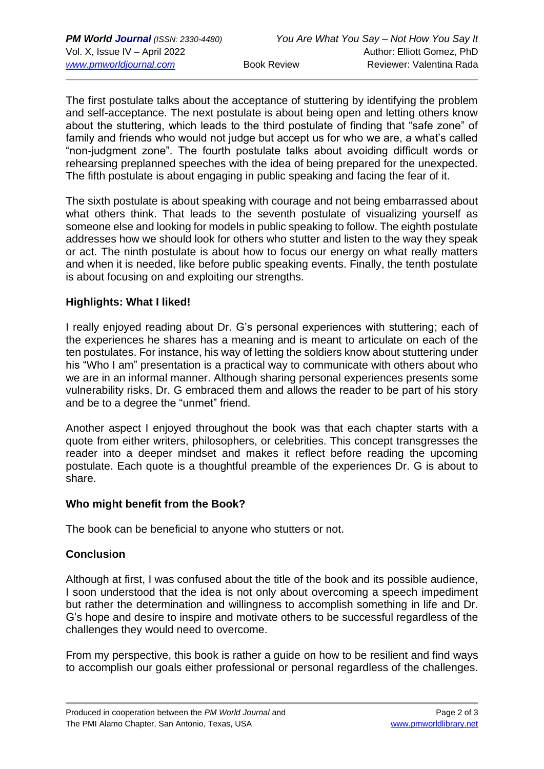The first postulate talks about the acceptance of stuttering by identifying the problem and self-acceptance. The next postulate is about being open and letting others know about the stuttering, which leads to the third postulate of finding that "safe zone" of family and friends who would not judge but accept us for who we are, a what's called "non-judgment zone". The fourth postulate talks about avoiding difficult words or rehearsing preplanned speeches with the idea of being prepared for the unexpected. The fifth postulate is about engaging in public speaking and facing the fear of it.

The sixth postulate is about speaking with courage and not being embarrassed about what others think. That leads to the seventh postulate of visualizing yourself as someone else and looking for models in public speaking to follow. The eighth postulate addresses how we should look for others who stutter and listen to the way they speak or act. The ninth postulate is about how to focus our energy on what really matters and when it is needed, like before public speaking events. Finally, the tenth postulate is about focusing on and exploiting our strengths.

**Highlights: What I liked!**

I really enjoyed reading about Dr. G's personal experiences with stuttering; each of the experiences he shares has a meaning and is meant to articulate on each of the ten postulates. For instance, his way of letting the soldiers know about stuttering under his "Who I am" presentation is a practical way to communicate with others about who we are in an informal manner. Although sharing personal experiences presents some vulnerability risks, Dr. G embraced them and allows the reader to be part of his story and be to a degree the "unmet" friend.

Another aspect I enjoyed throughout the book was that each chapter starts with a quote from either writers, philosophers, or celebrities. This concept transgresses the reader into a deeper mindset and makes it reflect before reading the upcoming postulate. Each quote is a thoughtful preamble of the experiences Dr. G is about to share.

**Who might benefit from the Book?**

The book can be beneficial to anyone who stutters or not.

**Conclusion**

Although at first, I was confused about the title of the book and its possible audience, I soon understood that the idea is not only about overcoming a speech impediment but rather the determination and willingness to accomplish something in life and Dr. G's hope and desire to inspire and motivate others to be successful regardless of the challenges they would need to overcome.

From my perspective, this book is rather a guide on how to be resilient and find ways to accomplish our goals either professional or personal regardless of the challenges.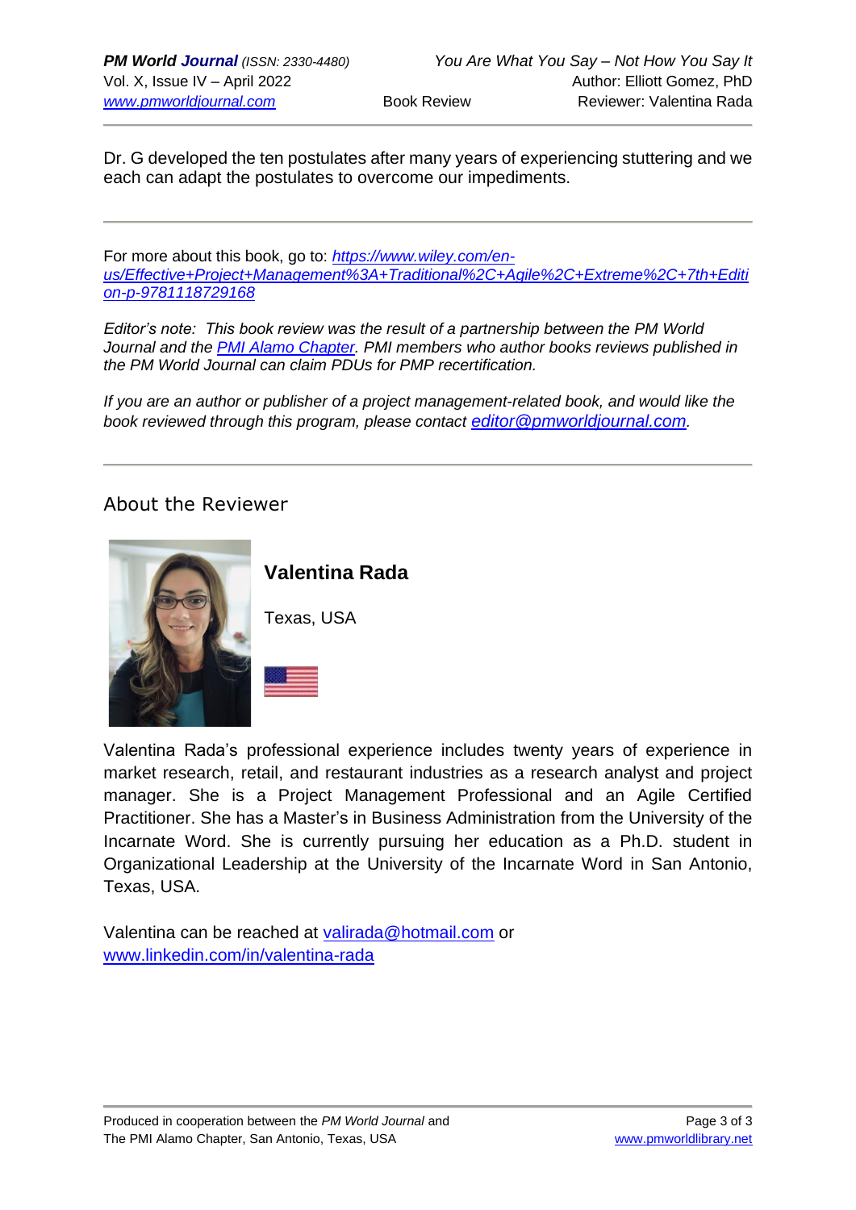Dr. G developed the ten postulates after many years of experiencing stuttering and we each can adapt the postulates to overcome our impediments.

---

For more about this book, go to: *https://www.wiley.com/en-us/Effective+Project+Management%3A+Traditional%2C+Agile%2C+Extreme%2C+7th+Edition-p-9781118729168*

*Editor's note: This book review was the result of a partnership between the PM World Journal and the PMI Alamo Chapter. PMI members who author books reviews published in the PM World Journal can claim PDUs for PMP recertification.*

*If you are an author or publisher of a project management-related book, and would like the book reviewed through this program, please contact editor@pmworldjournal.com.*

---

## About the Reviewer

**Valentina Rada**

Texas, USA

Valentina Rada's professional experience includes twenty years of experience in market research, retail, and restaurant industries as a research analyst and project manager. She is a Project Management Professional and an Agile Certified Practitioner. She has a Master's in Business Administration from the University of the Incarnate Word. She is currently pursuing her education as a Ph.D. student in Organizational Leadership at the University of the Incarnate Word in San Antonio, Texas, USA.

Valentina can be reached at valirada@hotmail.com or www.linkedin.com/in/valentina-rada